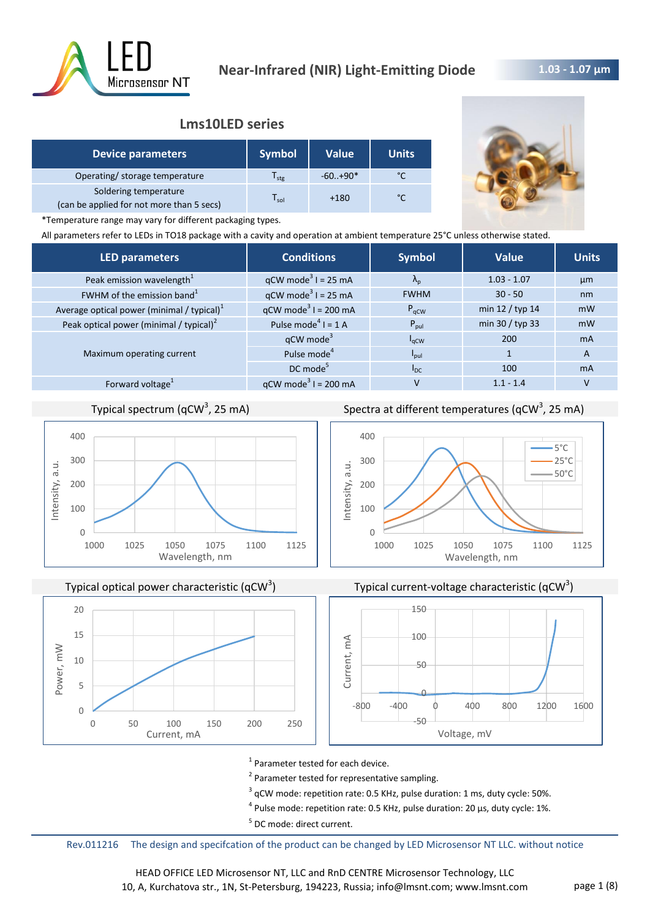# Near-Infrared (NIR) Light-Emitting Diode

**1.03 - 1.07 µm**

## Lms10LED series

| Device parameters | Symbol | Value | Units |
|---|---|---|---|
| Operating/ storage temperature | $T_{stg}$ | -60..+90* | °C |
| Soldering temperature (can be applied for not more than 5 secs) | $T_{sol}$ | +180 | °C |

*Temperature range may vary for different packaging types.

All parameters refer to LEDs in TO18 package with a cavity and operation at ambient temperature 25°C unless otherwise stated.

| LED parameters | Conditions | Symbol | Value | Units |
|---|---|---|---|---|
| Peak emission wavelength[1] | qCW mode[3] I = 25 mA | $\lambda_p$ | 1.03 - 1.07 | µm |
| FWHM of the emission band[1] | qCW mode[3] I = 25 mA | FWHM | 30 - 50 | nm |
| Average optical power (minimal / typical)[1] | qCW mode[3] I = 200 mA | $P_{qCW}$ | min 12 / typ 14 | mW |
| Peak optical power (minimal / typical)[2] | Pulse mode[4] I = 1 A | $P_{pul}$ | min 30 / typ 33 | mW |
| Maximum operating current | qCW mode[3] | $I_{qCW}$ | 200 | mA |
| | Pulse mode[4] | $I_{pul}$ | 1 | A |
| | DC mode[5] | $I_{DC}$ | 100 | mA |
| Forward voltage[1] | qCW mode[3] I = 200 mA | V | 1.1 - 1.4 | V |

Typical spectrum (qCW[3], 25 mA)

Spectra at different temperatures (qCW[3], 25 mA)

Typical optical power characteristic (qCW[3])

Typical current-voltage characteristic (qCW[3])

[1] Parameter tested for each device.

[2] Parameter tested for representative sampling.

[3] qCW mode: repetition rate: 0.5 KHz, pulse duration: 1 ms, duty cycle: 50%.

[4] Pulse mode: repetition rate: 0.5 KHz, pulse duration: 20 µs, duty cycle: 1%.

[5] DC mode: direct current.

Rev.011216 The design and specifcation of the product can be changed by LED Microsensor NT LLC. without notice

HEAD OFFICE LED Microsensor NT, LLC and RnD CENTRE Microsensor Technology, LLC
10, A, Kurchatova str., 1N, St-Petersburg, 194223, Russia; info@lmsnt.com; www.lmsnt.com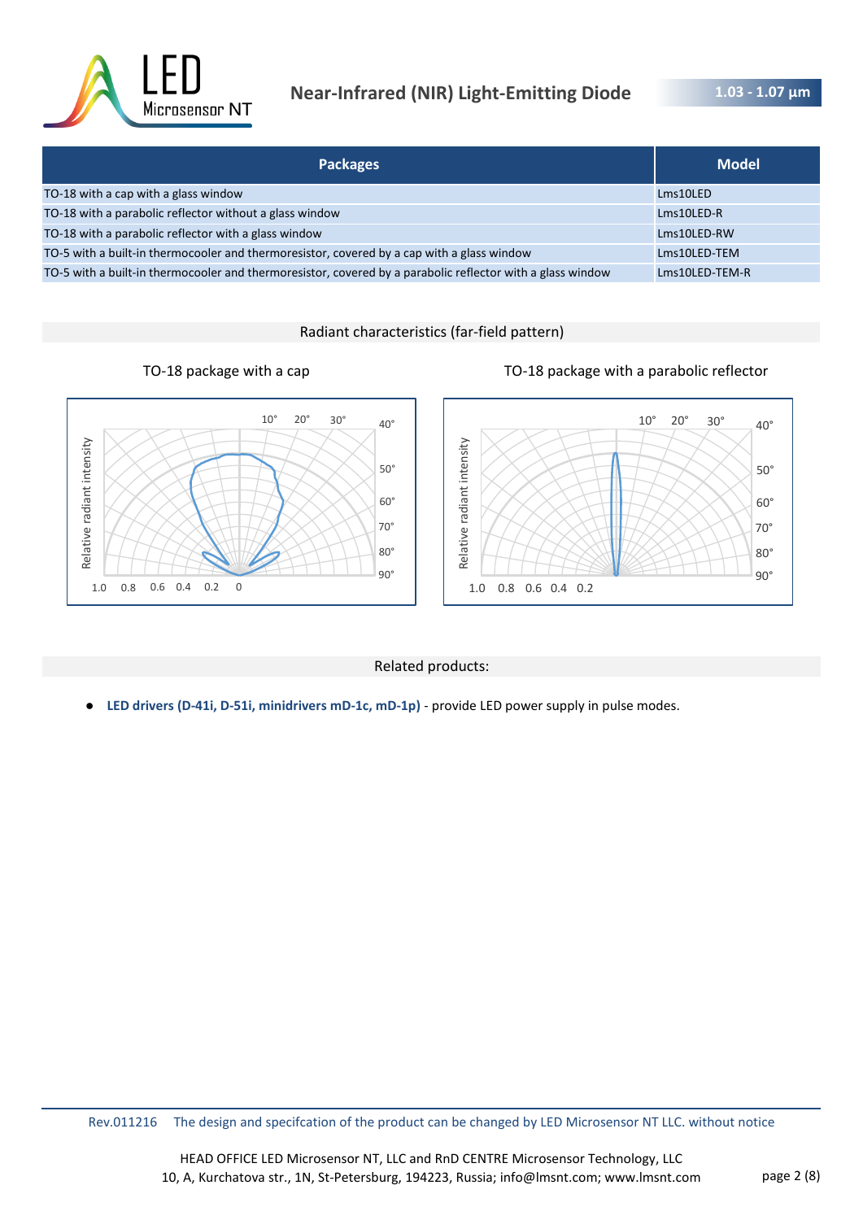| Packages | Model |
|---|---|
| TO-18 with a cap with a glass window | Lms10LED |
| TO-18 with a parabolic reflector without a glass window | Lms10LED-R |
| TO-18 with a parabolic reflector with a glass window | Lms10LED-RW |
| TO-5 with a built-in thermocooler and thermoresistor, covered by a cap with a glass window | Lms10LED-TEM |
| TO-5 with a built-in thermocooler and thermoresistor, covered by a parabolic reflector with a glass window | Lms10LED-TEM-R |

## Radiant characteristics (far-field pattern)

TO-18 package with a cap

TO-18 package with a parabolic reflector

## Related products:

- **LED drivers (D-41i, D-51i, minidrivers mD-1c, mD-1p)** - provide LED power supply in pulse modes.

Rev.011216 The design and specifcation of the product can be changed by LED Microsensor NT LLC. without notice

HEAD OFFICE LED Microsensor NT, LLC and RnD CENTRE Microsensor Technology, LLC
10, A, Kurchatova str., 1N, St-Petersburg, 194223, Russia; info@lmsnt.com; www.lmsnt.com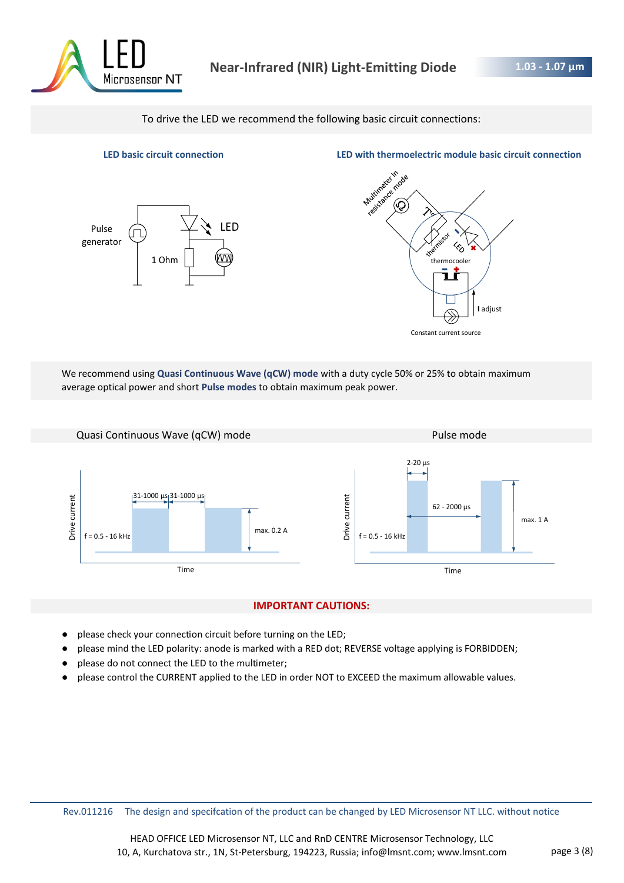To drive the LED we recommend the following basic circuit connections:

**LED basic circuit connection**

Pulse generator

LED

1 Ohm

**LED with thermoelectric module basic circuit connection**

Multimeter in resistance mode

thermistor

LED

thermocooler

I adjust

Constant current source

We recommend using **Quasi Continuous Wave (qCW) mode** with a duty cycle 50% or 25% to obtain maximum average optical power and short **Pulse modes** to obtain maximum peak power.

Quasi Continuous Wave (qCW) mode

Drive current

f = 0.5 - 16 kHz

31-1000 µs | 31-1000 µs

max. 0.2 A

Time

Pulse mode

Drive current

f = 0.5 - 16 kHz

2-20 µs

62 - 2000 µs

max. 1 A

Time

**IMPORTANT CAUTIONS:**

- please check your connection circuit before turning on the LED;
- please mind the LED polarity: anode is marked with a RED dot; REVERSE voltage applying is FORBIDDEN;
- please do not connect the LED to the multimeter;
- please control the CURRENT applied to the LED in order NOT to EXCEED the maximum allowable values.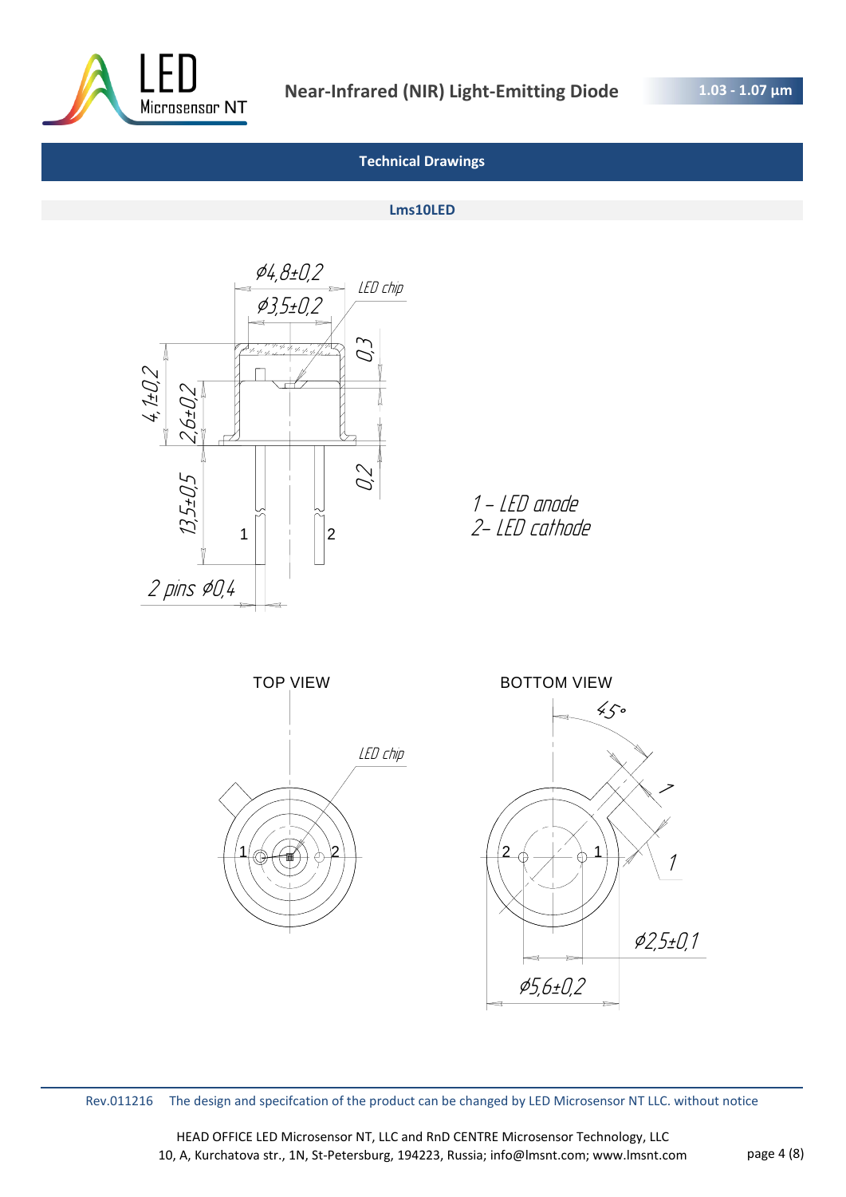## Technical Drawings

### Lms10LED

ø4,8±0,2

ø3,5±0,2

LED chip

0,3

4,1±0,2

2,6±0,2

0,2

13,5±0,5

1

2

2 pins ø0,4

1 – LED anode
2– LED cathode

TOP VIEW

LED chip

1

2

BOTTOM VIEW

45°

1

1

2

1

ø2,5±0,1

ø5,6±0,2

Rev.011216 The design and specifcation of the product can be changed by LED Microsensor NT LLC. without notice

HEAD OFFICE LED Microsensor NT, LLC and RnD CENTRE Microsensor Technology, LLC
10, A, Kurchatova str., 1N, St-Petersburg, 194223, Russia; info@lmsnt.com; www.lmsnt.com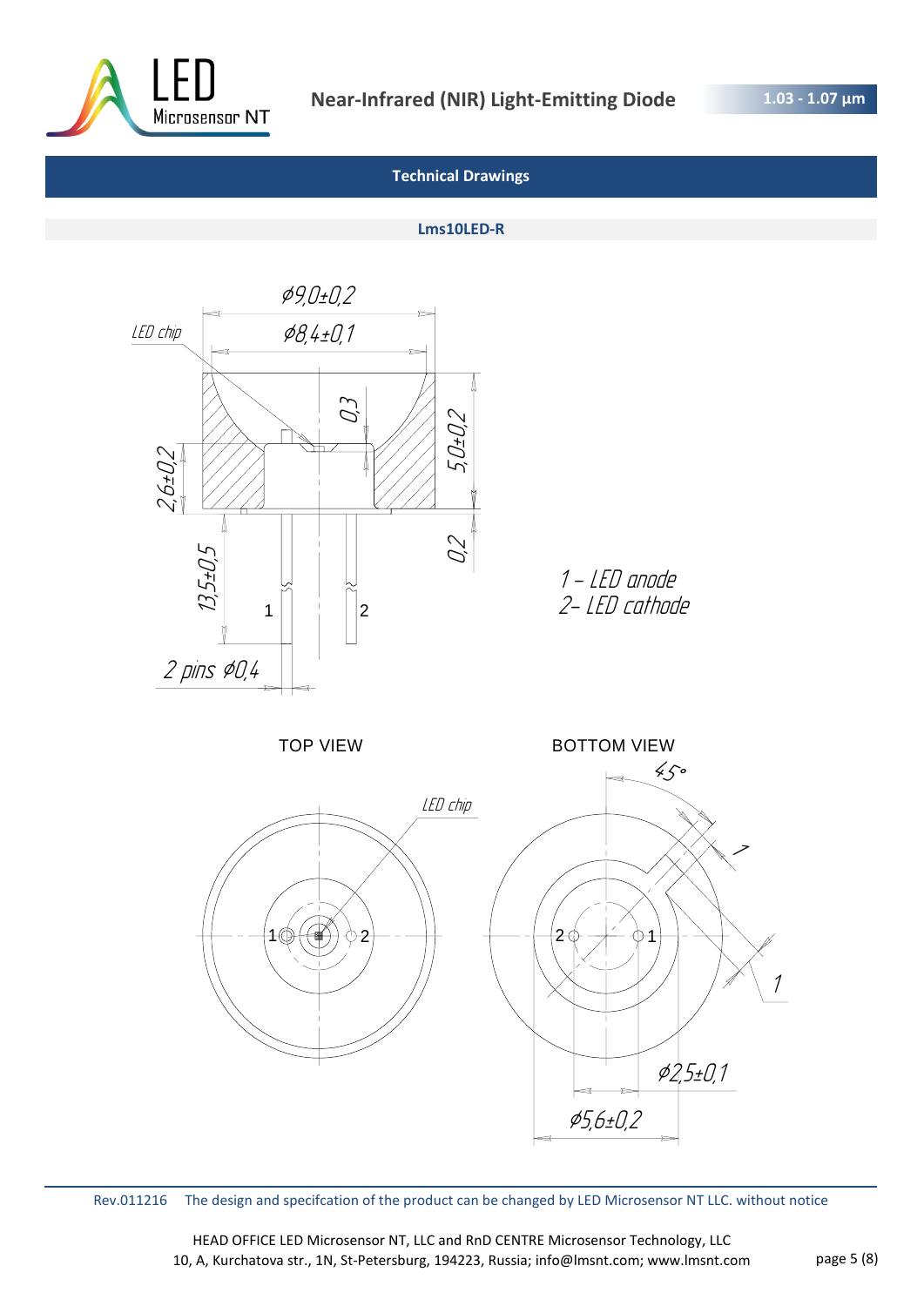## Technical Drawings

### Lms10LED-R

LED chip

⌀9,0±0,2

⌀8,4±0,1

0,3

5,0±0,2

2,6±0,2

0,2

13,5±0,5

1 2

2 pins ⌀0,4

1 – LED anode
2– LED cathode

TOP VIEW

LED chip

1 2

BOTTOM VIEW

45°

1

1

2 1

⌀2,5±0,1

⌀5,6±0,2

Rev.011216 The design and specifcation of the product can be changed by LED Microsensor NT LLC. without notice

HEAD OFFICE LED Microsensor NT, LLC and RnD CENTRE Microsensor Technology, LLC
10, A, Kurchatova str., 1N, St-Petersburg, 194223, Russia; info@lmsnt.com; www.lmsnt.com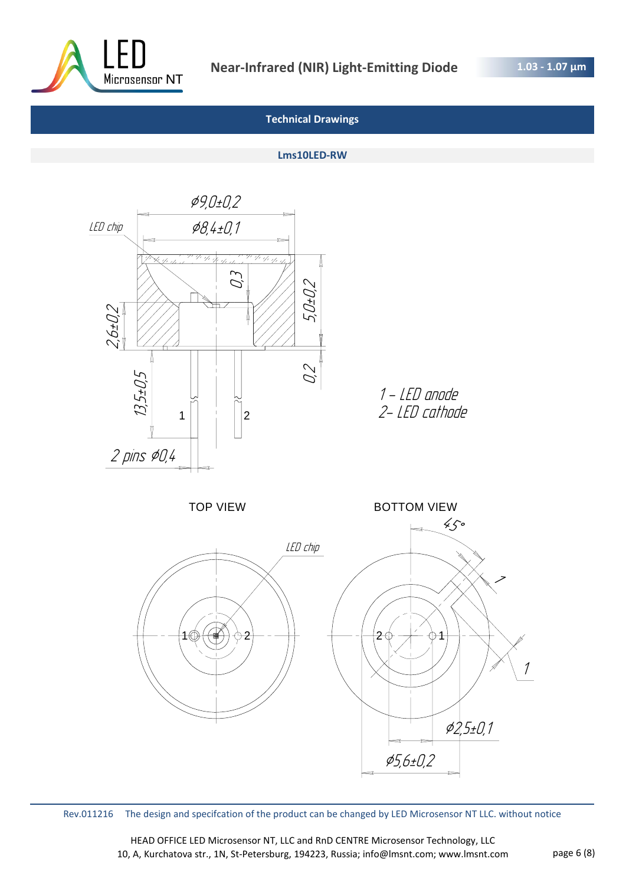## Technical Drawings

### Lms10LED-RW

ø9,0±0,2

LED chip

ø8,4±0,1

0,3

5,0±0,2

2,6±0,2

0,2

13,5±0,5

1

2

2 pins ø0,4

1 – LED anode
2– LED cathode

TOP VIEW

LED chip

1

2

BOTTOM VIEW

45°

1

1

2

1

ø2,5±0,1

ø5,6±0,2

Rev.011216 The design and specifcation of the product can be changed by LED Microsensor NT LLC. without notice

HEAD OFFICE LED Microsensor NT, LLC and RnD CENTRE Microsensor Technology, LLC
10, A, Kurchatova str., 1N, St-Petersburg, 194223, Russia; info@lmsnt.com; www.lmsnt.com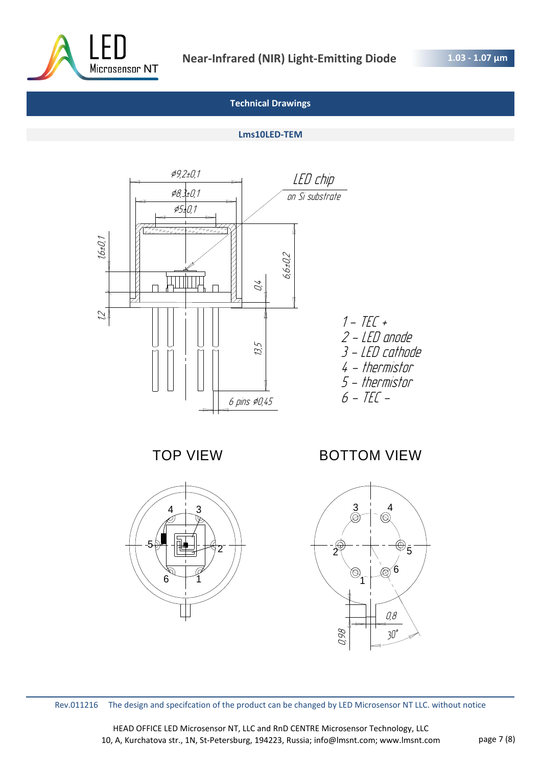## Technical Drawings

### Lms10LED-TEM

LED chip
on Si substrate

ø9,2±0,1
ø8,3±0,1
ø5±0,1
1,6±0,1
1,2
0,4
6,6±0,2
13,5
6 pins ø0,45

1 – TEC +
2 – LED anode
3 – LED cathode
4 – thermistor
5 – thermistor
6 – TEC –

TOP VIEW

BOTTOM VIEW

0,8
0,98
30°

Rev.011216 The design and specifcation of the product can be changed by LED Microsensor NT LLC. without notice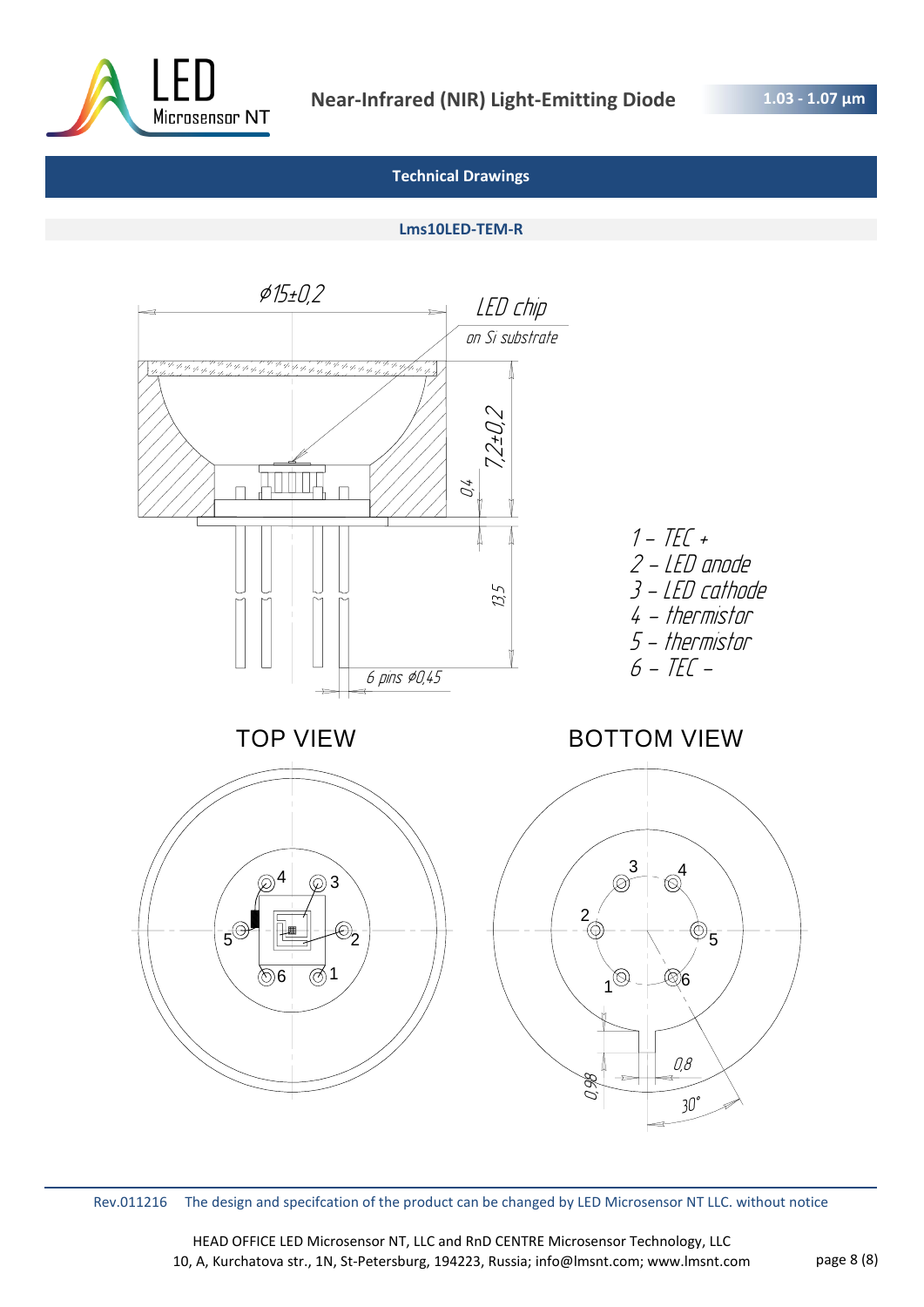## Technical Drawings

### Lms10LED-TEM-R

ϕ15±0,2

LED chip

on Si substrate

7,2±0,2

0,4

13,5

6 pins ϕ0,45

1 – TEC +
2 – LED anode
3 – LED cathode
4 – thermistor
5 – thermistor
6 – TEC –

TOP VIEW

BOTTOM VIEW

0,8

0,98

30°

Rev.011216 The design and specifcation of the product can be changed by LED Microsensor NT LLC. without notice

HEAD OFFICE LED Microsensor NT, LLC and RnD CENTRE Microsensor Technology, LLC
10, A, Kurchatova str., 1N, St-Petersburg, 194223, Russia; info@lmsnt.com; www.lmsnt.com